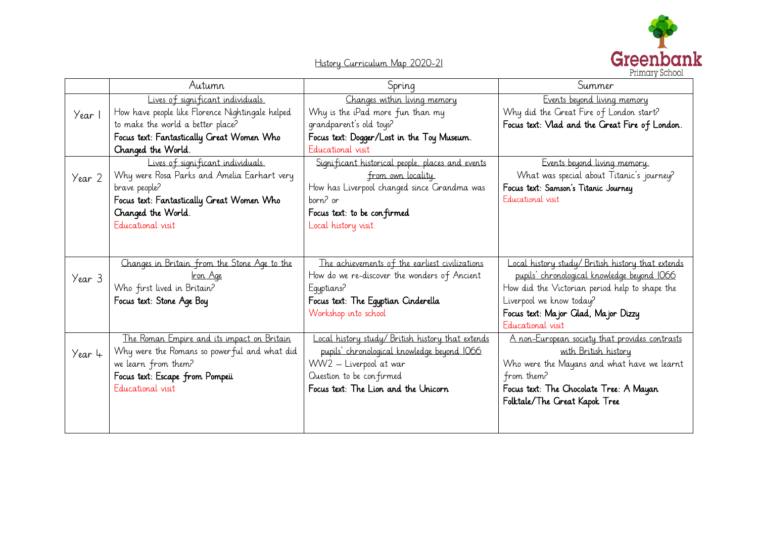Greenbank Primary School

# History Curriculum Map 2020-21

| | Autumn | Spring | Summer |
|---|---|---|---|
| Year 1 | Lives of significant individuals.<br>How have people like Florence Nightingale helped to make the world a better place?<br>**Focus text: Fantastically Great Women Who Changed the World.** | Changes within living memory<br>Why is the iPad more fun than my grandparent's old toys?<br>**Focus text: Dogger/Lost in the Toy Museum.**<br>Educational visit | Events beyond living memory<br>Why did the Great Fire of London start?<br>**Focus text: Vlad and the Great Fire of London.** |
| Year 2 | Lives of significant individuals.<br>Why were Rosa Parks and Amelia Earhart very brave people?<br>**Focus text: Fantastically Great Women Who Changed the World.**<br>Educational visit | Significant historical people, places and events from own locality.<br>How has Liverpool changed since Grandma was born? or<br>**Focus text: to be confirmed**<br>Local history visit. | Events beyond living memory.<br>What was special about Titanic's journey?<br>**Focus text: Samson's Titanic Journey**<br>Educational visit |
| Year 3 | Changes in Britain from the Stone Age to the Iron Age<br>Who first lived in Britain?<br>**Focus text: Stone Age Boy** | The achievements of the earliest civilizations<br>How do we re-discover the wonders of Ancient Egyptians?<br>**Focus text: The Egyptian Cinderella**<br>Workshop into school | Local history study/ British history that extends pupils' chronological knowledge beyond 1066<br>How did the Victorian period help to shape the Liverpool we know today?<br>**Focus text: Major Glad, Major Dizzy**<br>Educational visit |
| Year 4 | The Roman Empire and its impact on Britain<br>Why were the Romans so powerful and what did we learn from them?<br>**Focus text: Escape from Pompeii**<br>Educational visit | Local history study/ British history that extends pupils' chronological knowledge beyond 1066<br>WW2 – Liverpool at war<br>Question to be confirmed<br>**Focus text: The Lion and the Unicorn** | A non-European society that provides contrasts with British history<br>Who were the Mayans and what have we learnt from them?<br>**Focus text: The Chocolate Tree: A Mayan Folktale/The Great Kapok Tree** |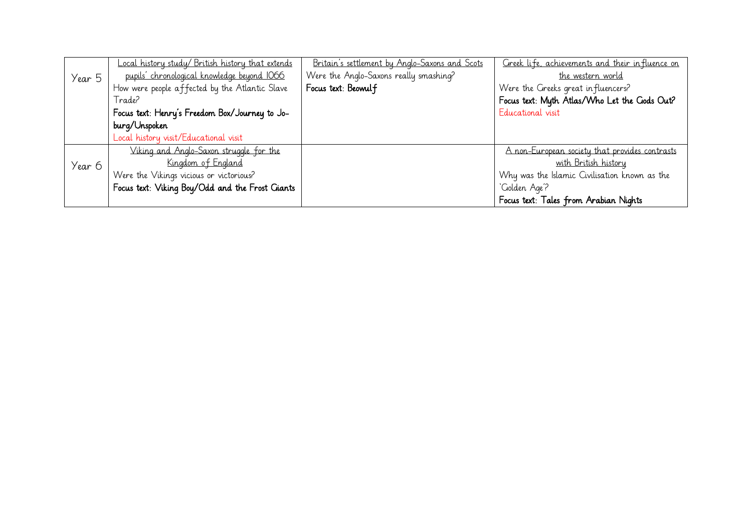| | | | |
|---|---|---|---|
| Year 5 | Local history study/ British history that extends pupils' chronological knowledge beyond 1066<br>How were people affected by the Atlantic Slave Trade?<br>**Focus text: Henry's Freedom Box/Journey to Jo-burg/Unspoken**<br>Local history visit/Educational visit | Britain's settlement by Anglo-Saxons and Scots<br>Were the Anglo-Saxons really smashing?<br>**Focus text: Beowulf** | Greek life, achievements and their influence on the western world<br>Were the Greeks great influencers?<br>**Focus text: Myth Atlas/Who Let the Gods Out?**<br>Educational visit |
| Year 6 | Viking and Anglo-Saxon struggle for the Kingdom of England<br>Were the Vikings vicious or victorious?<br>**Focus text: Viking Boy/Odd and the Frost Giants** | | A non-European society that provides contrasts with British history<br>Why was the Islamic Civilisation known as the 'Golden Age'?<br>**Focus text: Tales from Arabian Nights** |